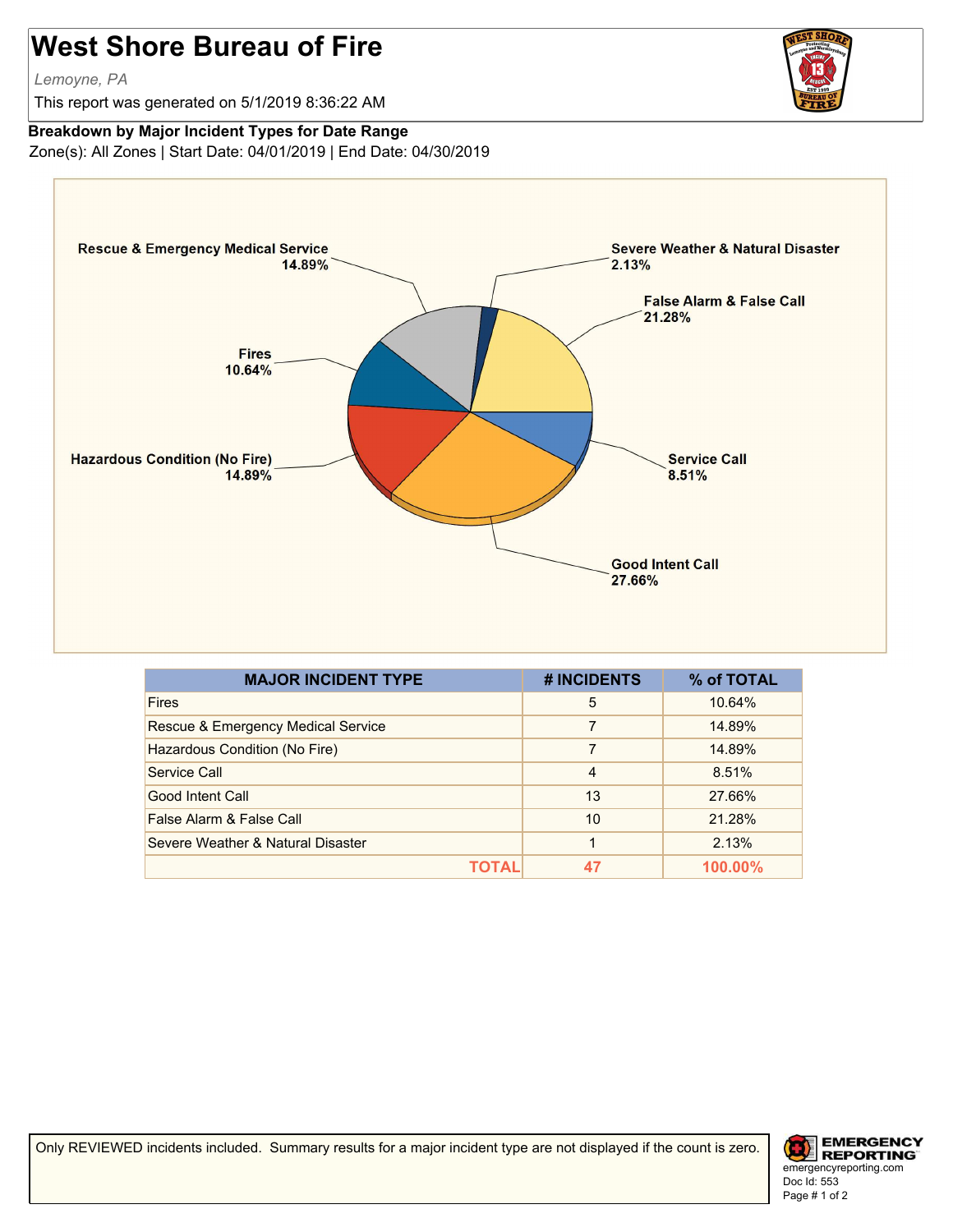# West Shore Bureau of Fire

*Lemoyne, PA*

This report was generated on 5/1/2019 8:36:22 AM

**Breakdown by Major Incident Types for Date Range**

Zone(s): All Zones | Start Date: 04/01/2019 | End Date: 04/30/2019

| MAJOR INCIDENT TYPE | # INCIDENTS | % of TOTAL |
|---|---|---|
| Fires | 5 | 10.64% |
| Rescue & Emergency Medical Service | 7 | 14.89% |
| Hazardous Condition (No Fire) | 7 | 14.89% |
| Service Call | 4 | 8.51% |
| Good Intent Call | 13 | 27.66% |
| False Alarm & False Call | 10 | 21.28% |
| Severe Weather & Natural Disaster | 1 | 2.13% |
| **TOTAL** | **47** | **100.00%** |

Only REVIEWED incidents included. Summary results for a major incident type are not displayed if the count is zero.

emergencyreporting.com
Doc Id: 553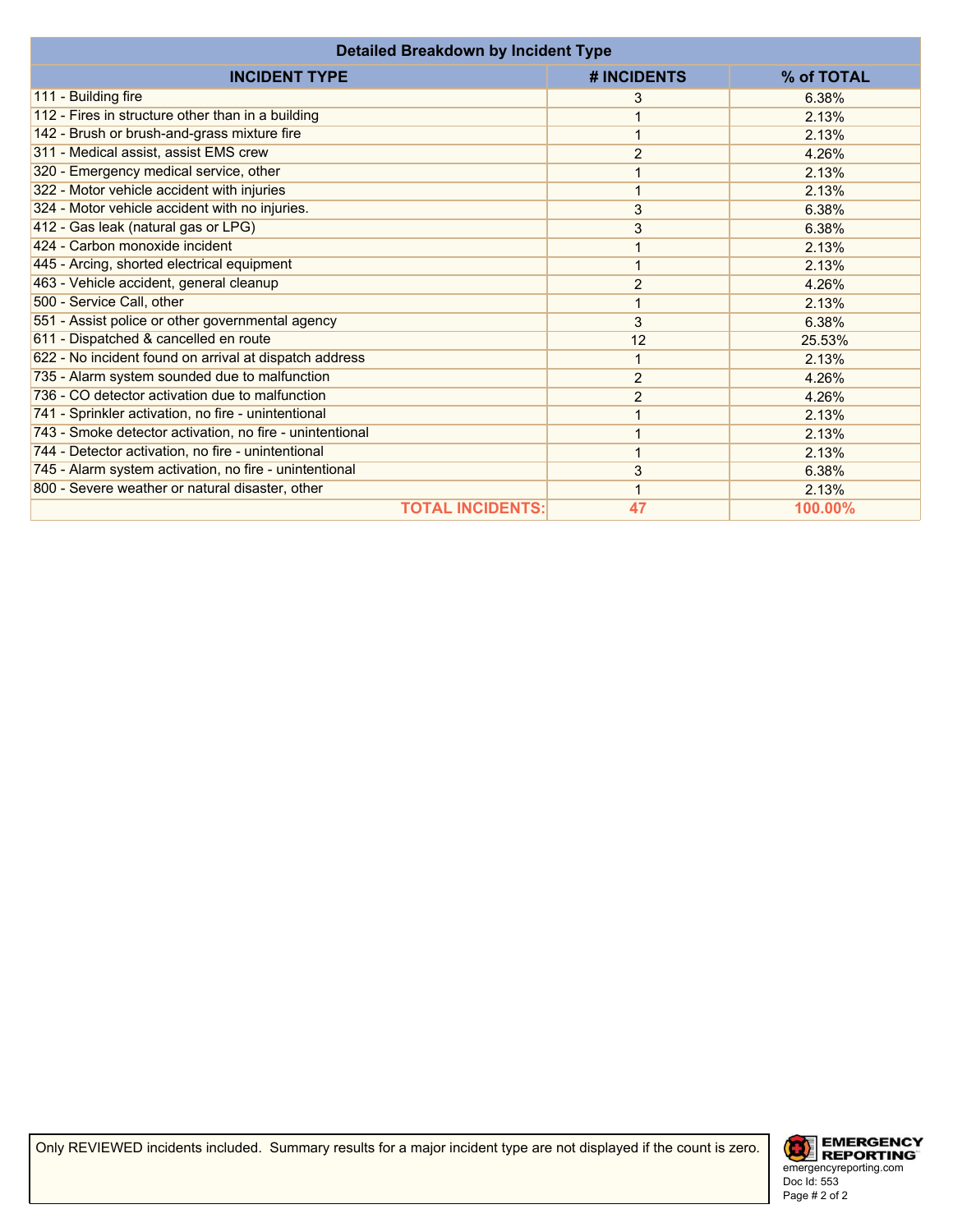| Detailed Breakdown by Incident Type | | |
|---|---|---|
| **INCIDENT TYPE** | **# INCIDENTS** | **% of TOTAL** |
| 111 - Building fire | 3 | 6.38% |
| 112 - Fires in structure other than in a building | 1 | 2.13% |
| 142 - Brush or brush-and-grass mixture fire | 1 | 2.13% |
| 311 - Medical assist, assist EMS crew | 2 | 4.26% |
| 320 - Emergency medical service, other | 1 | 2.13% |
| 322 - Motor vehicle accident with injuries | 1 | 2.13% |
| 324 - Motor vehicle accident with no injuries. | 3 | 6.38% |
| 412 - Gas leak (natural gas or LPG) | 3 | 6.38% |
| 424 - Carbon monoxide incident | 1 | 2.13% |
| 445 - Arcing, shorted electrical equipment | 1 | 2.13% |
| 463 - Vehicle accident, general cleanup | 2 | 4.26% |
| 500 - Service Call, other | 1 | 2.13% |
| 551 - Assist police or other governmental agency | 3 | 6.38% |
| 611 - Dispatched & cancelled en route | 12 | 25.53% |
| 622 - No incident found on arrival at dispatch address | 1 | 2.13% |
| 735 - Alarm system sounded due to malfunction | 2 | 4.26% |
| 736 - CO detector activation due to malfunction | 2 | 4.26% |
| 741 - Sprinkler activation, no fire - unintentional | 1 | 2.13% |
| 743 - Smoke detector activation, no fire - unintentional | 1 | 2.13% |
| 744 - Detector activation, no fire - unintentional | 1 | 2.13% |
| 745 - Alarm system activation, no fire - unintentional | 3 | 6.38% |
| 800 - Severe weather or natural disaster, other | 1 | 2.13% |
| **TOTAL INCIDENTS:** | **47** | **100.00%** |

Only REVIEWED incidents included. Summary results for a major incident type are not displayed if the count is zero.

EMERGENCY REPORTING
emergencyreporting.com
Doc Id: 553